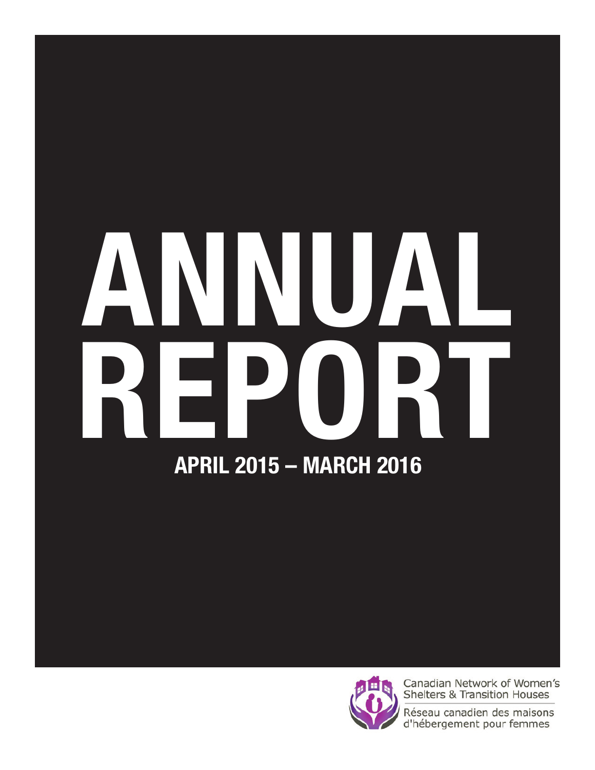# ANNUAL REPORT

## APRIL 2015 – MARCH 2016

Canadian Network of Women's Shelters & Transition Houses

Réseau canadien des maisons d'hébergement pour femmes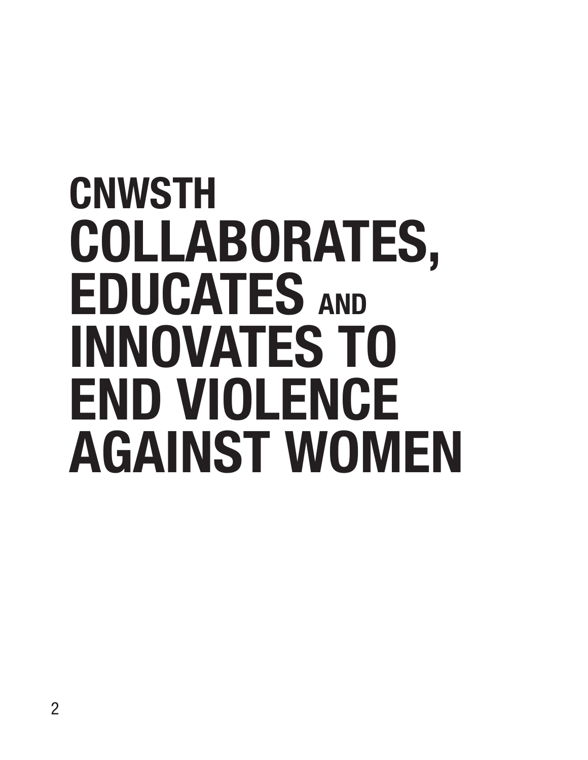# CNWSTH COLLABORATES, EDUCATES AND INNOVATES TO END VIOLENCE AGAINST WOMEN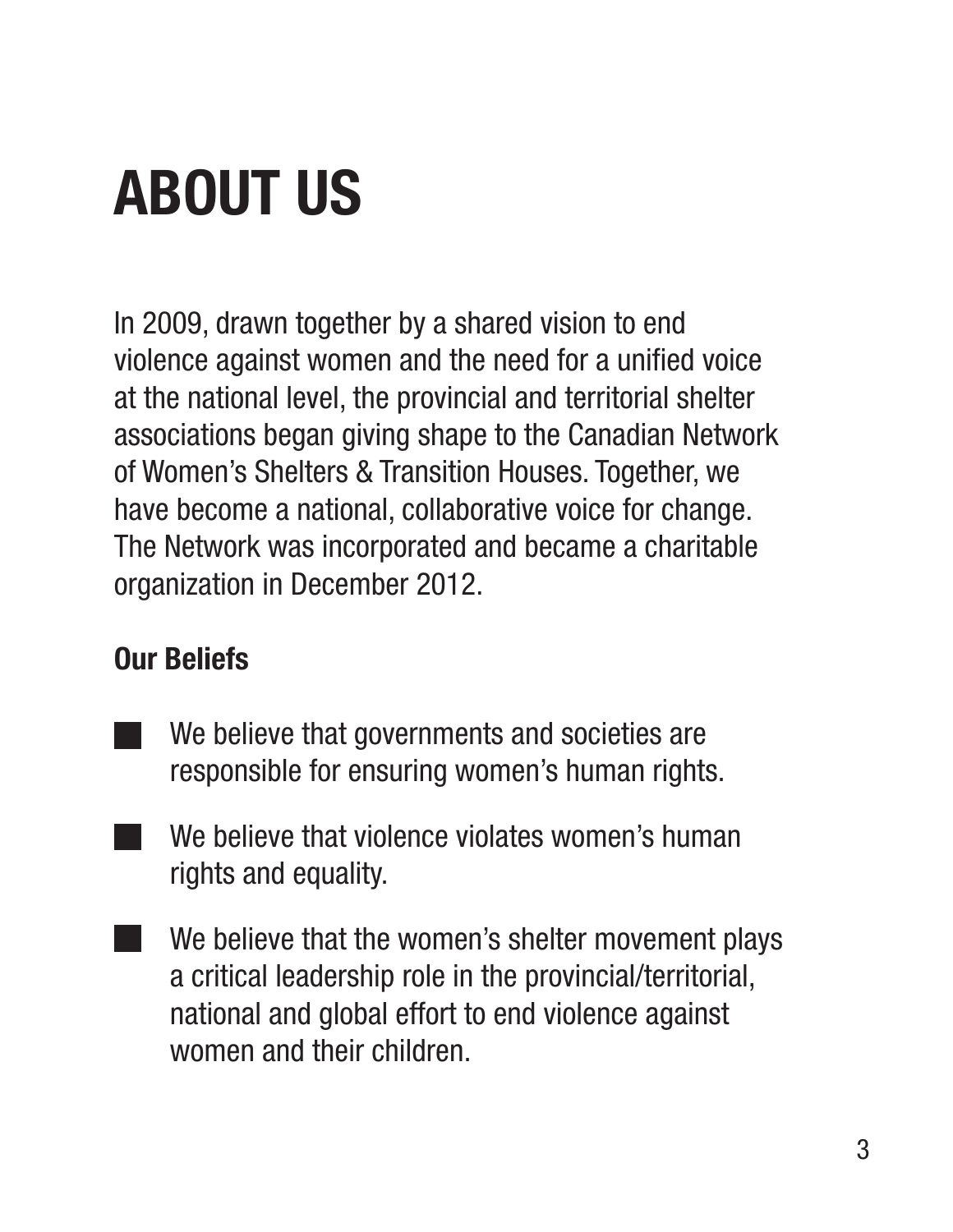# ABOUT US

In 2009, drawn together by a shared vision to end violence against women and the need for a unified voice at the national level, the provincial and territorial shelter associations began giving shape to the Canadian Network of Women's Shelters & Transition Houses. Together, we have become a national, collaborative voice for change. The Network was incorporated and became a charitable organization in December 2012.

## Our Beliefs

- We believe that governments and societies are responsible for ensuring women's human rights.
- We believe that violence violates women's human rights and equality.
- We believe that the women's shelter movement plays a critical leadership role in the provincial/territorial, national and global effort to end violence against women and their children.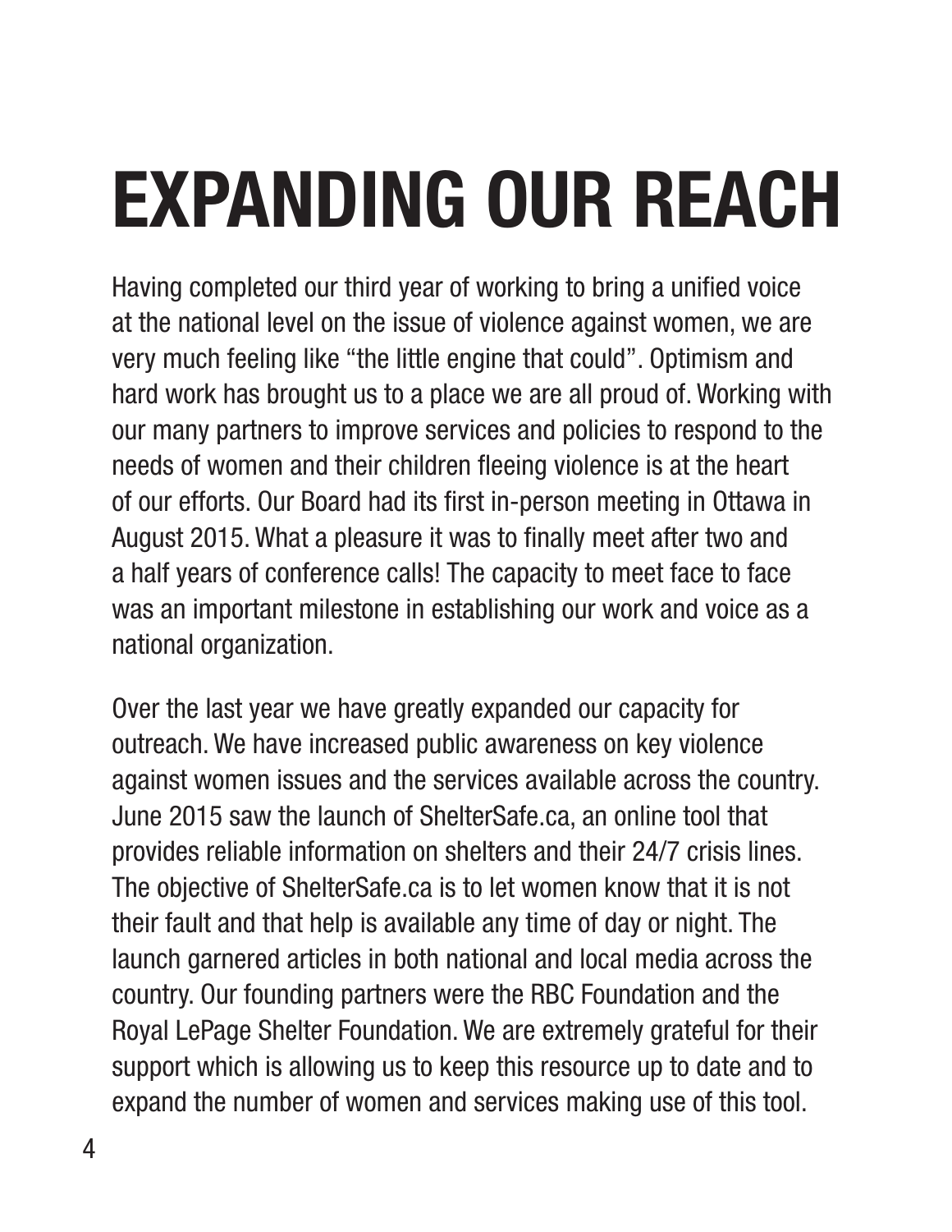# EXPANDING OUR REACH

Having completed our third year of working to bring a unified voice at the national level on the issue of violence against women, we are very much feeling like "the little engine that could". Optimism and hard work has brought us to a place we are all proud of. Working with our many partners to improve services and policies to respond to the needs of women and their children fleeing violence is at the heart of our efforts. Our Board had its first in-person meeting in Ottawa in August 2015. What a pleasure it was to finally meet after two and a half years of conference calls! The capacity to meet face to face was an important milestone in establishing our work and voice as a national organization.

Over the last year we have greatly expanded our capacity for outreach. We have increased public awareness on key violence against women issues and the services available across the country. June 2015 saw the launch of ShelterSafe.ca, an online tool that provides reliable information on shelters and their 24/7 crisis lines. The objective of ShelterSafe.ca is to let women know that it is not their fault and that help is available any time of day or night. The launch garnered articles in both national and local media across the country. Our founding partners were the RBC Foundation and the Royal LePage Shelter Foundation. We are extremely grateful for their support which is allowing us to keep this resource up to date and to expand the number of women and services making use of this tool.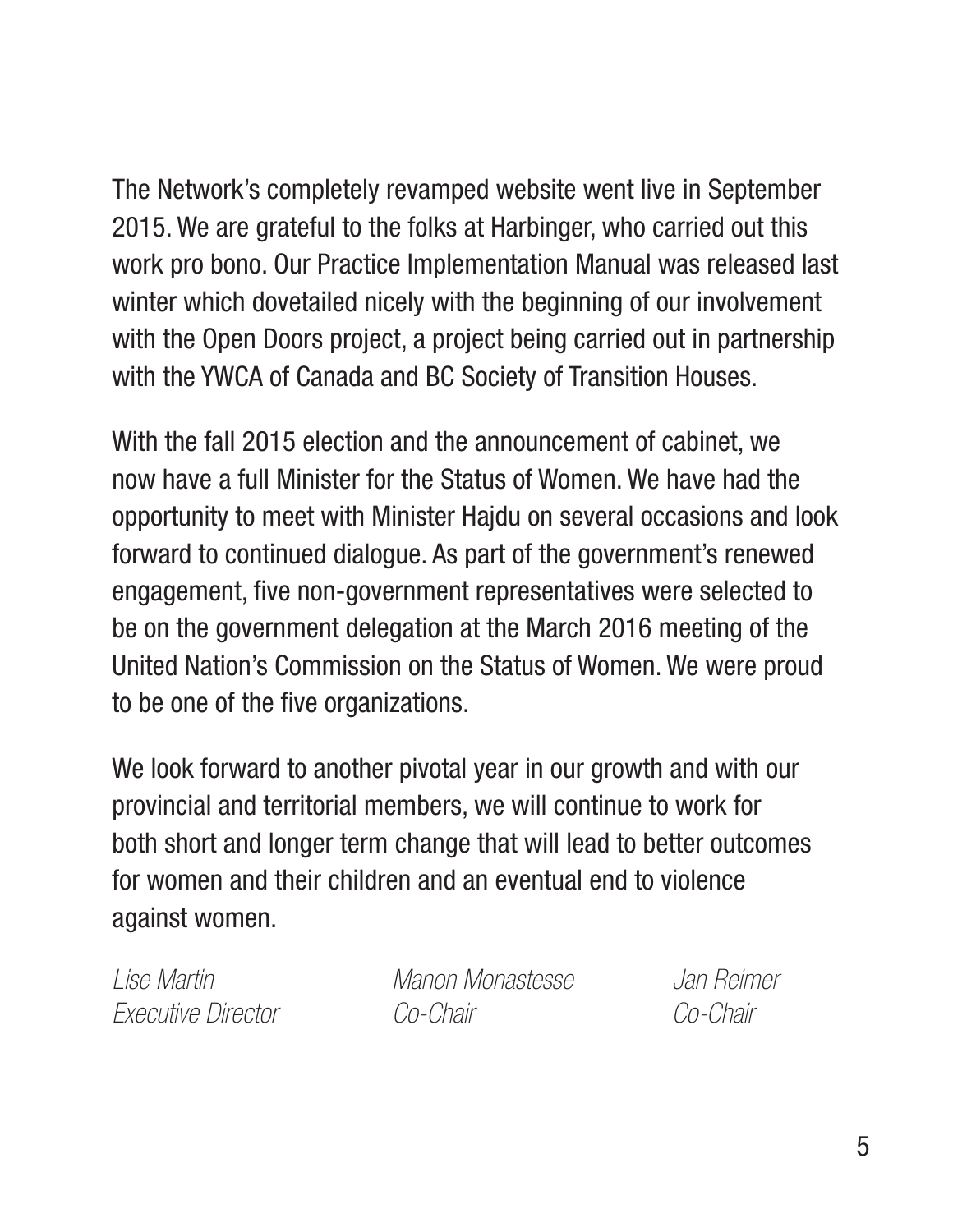The Network's completely revamped website went live in September 2015. We are grateful to the folks at Harbinger, who carried out this work pro bono. Our Practice Implementation Manual was released last winter which dovetailed nicely with the beginning of our involvement with the Open Doors project, a project being carried out in partnership with the YWCA of Canada and BC Society of Transition Houses.

With the fall 2015 election and the announcement of cabinet, we now have a full Minister for the Status of Women. We have had the opportunity to meet with Minister Hajdu on several occasions and look forward to continued dialogue. As part of the government's renewed engagement, five non-government representatives were selected to be on the government delegation at the March 2016 meeting of the United Nation's Commission on the Status of Women. We were proud to be one of the five organizations.

We look forward to another pivotal year in our growth and with our provincial and territorial members, we will continue to work for both short and longer term change that will lead to better outcomes for women and their children and an eventual end to violence against women.

| *Lise Martin* | *Manon Monastesse* | *Jan Reimer* |
|---|---|---|
| *Executive Director* | *Co-Chair* | *Co-Chair* |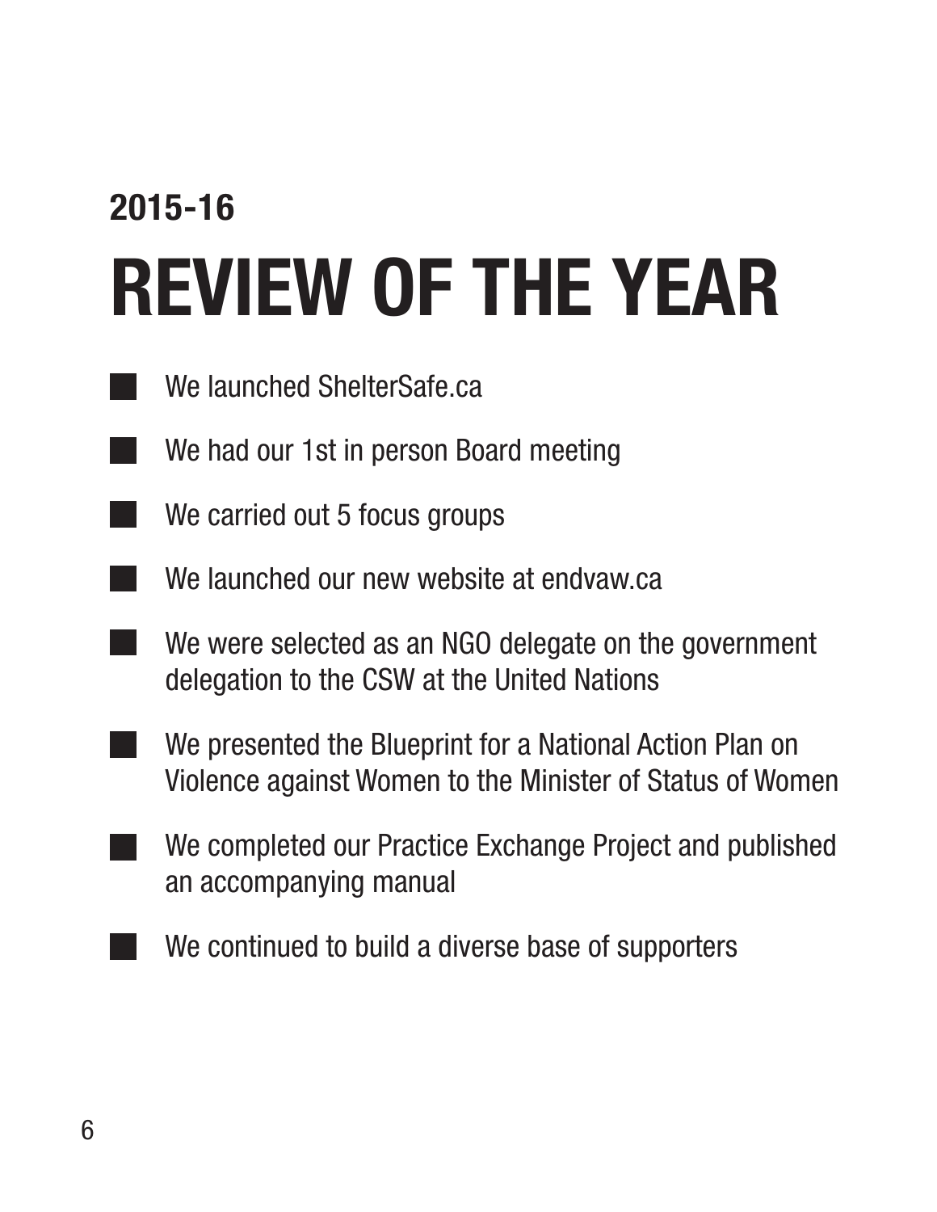## 2015-16

# REVIEW OF THE YEAR

- We launched ShelterSafe.ca
- We had our 1st in person Board meeting
- We carried out 5 focus groups
- We launched our new website at endvaw.ca
- We were selected as an NGO delegate on the government delegation to the CSW at the United Nations
- We presented the Blueprint for a National Action Plan on Violence against Women to the Minister of Status of Women
- We completed our Practice Exchange Project and published an accompanying manual
- We continued to build a diverse base of supporters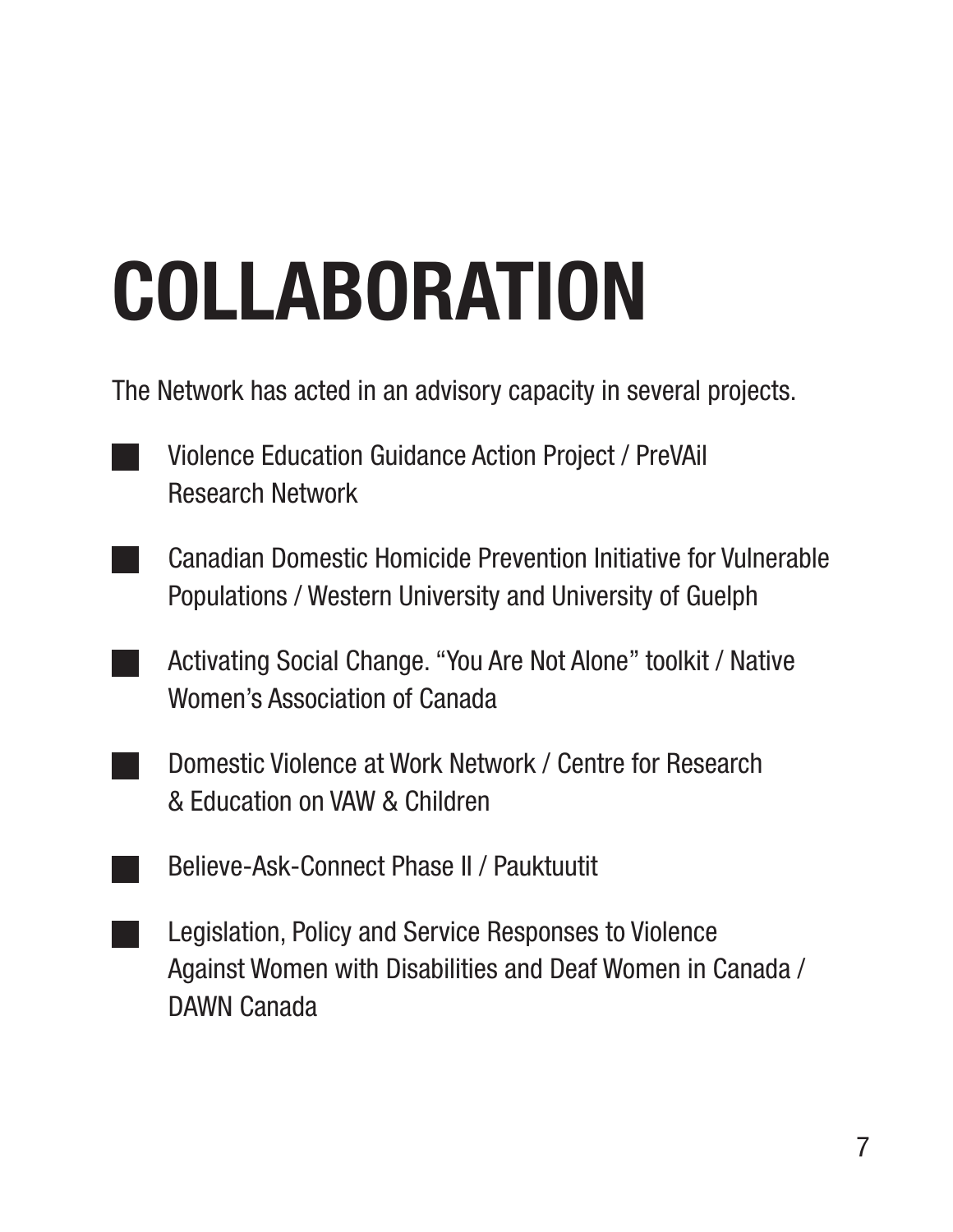# COLLABORATION

The Network has acted in an advisory capacity in several projects.

- Violence Education Guidance Action Project / PreVAil Research Network
- Canadian Domestic Homicide Prevention Initiative for Vulnerable Populations / Western University and University of Guelph
- Activating Social Change. "You Are Not Alone" toolkit / Native Women's Association of Canada
- Domestic Violence at Work Network / Centre for Research & Education on VAW & Children
- Believe-Ask-Connect Phase II / Pauktuutit
- Legislation, Policy and Service Responses to Violence Against Women with Disabilities and Deaf Women in Canada / DAWN Canada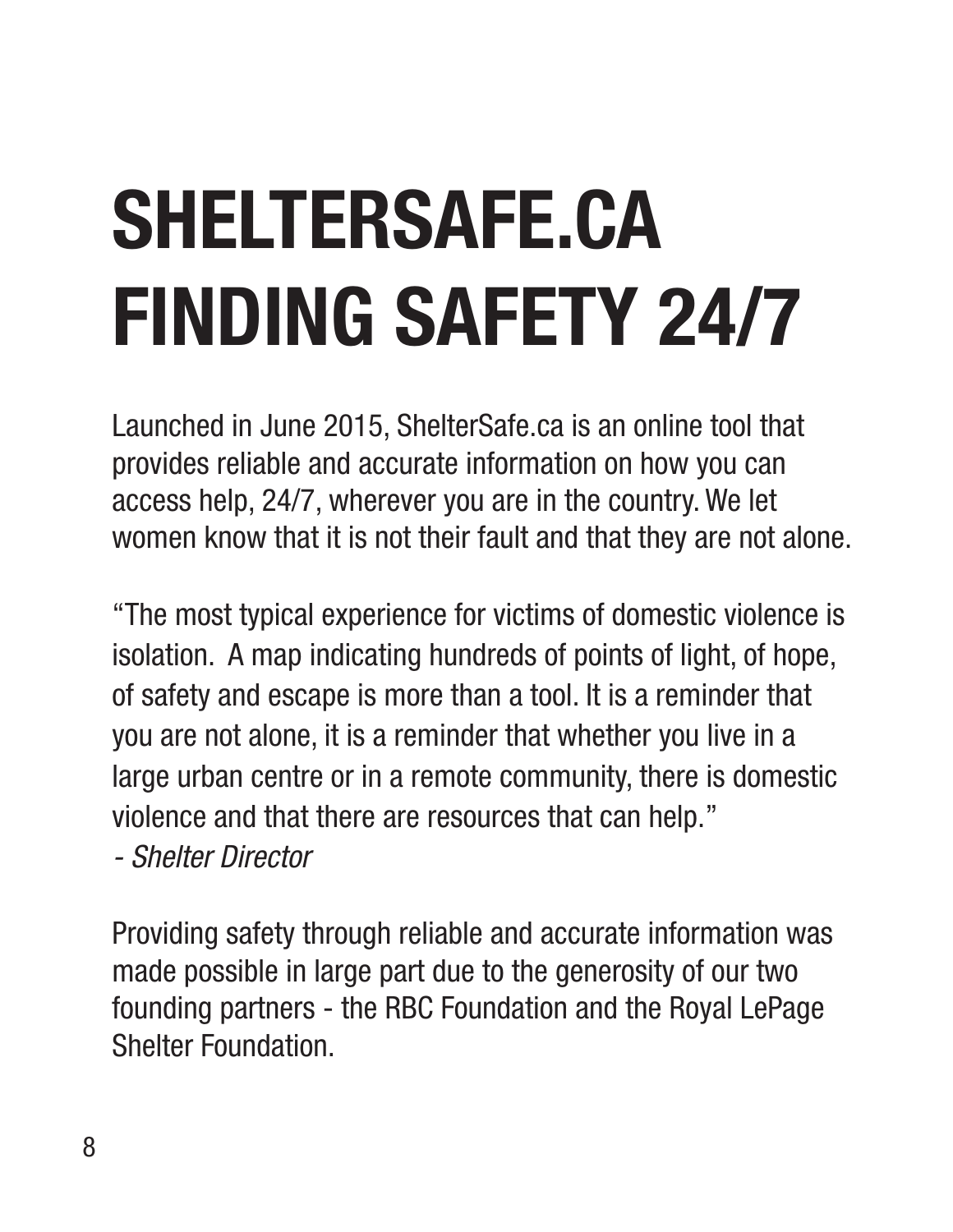# SHELTERSAFE.CA FINDING SAFETY 24/7

Launched in June 2015, ShelterSafe.ca is an online tool that provides reliable and accurate information on how you can access help, 24/7, wherever you are in the country. We let women know that it is not their fault and that they are not alone.

"The most typical experience for victims of domestic violence is isolation. A map indicating hundreds of points of light, of hope, of safety and escape is more than a tool. It is a reminder that you are not alone, it is a reminder that whether you live in a large urban centre or in a remote community, there is domestic violence and that there are resources that can help."
*- Shelter Director*

Providing safety through reliable and accurate information was made possible in large part due to the generosity of our two founding partners - the RBC Foundation and the Royal LePage Shelter Foundation.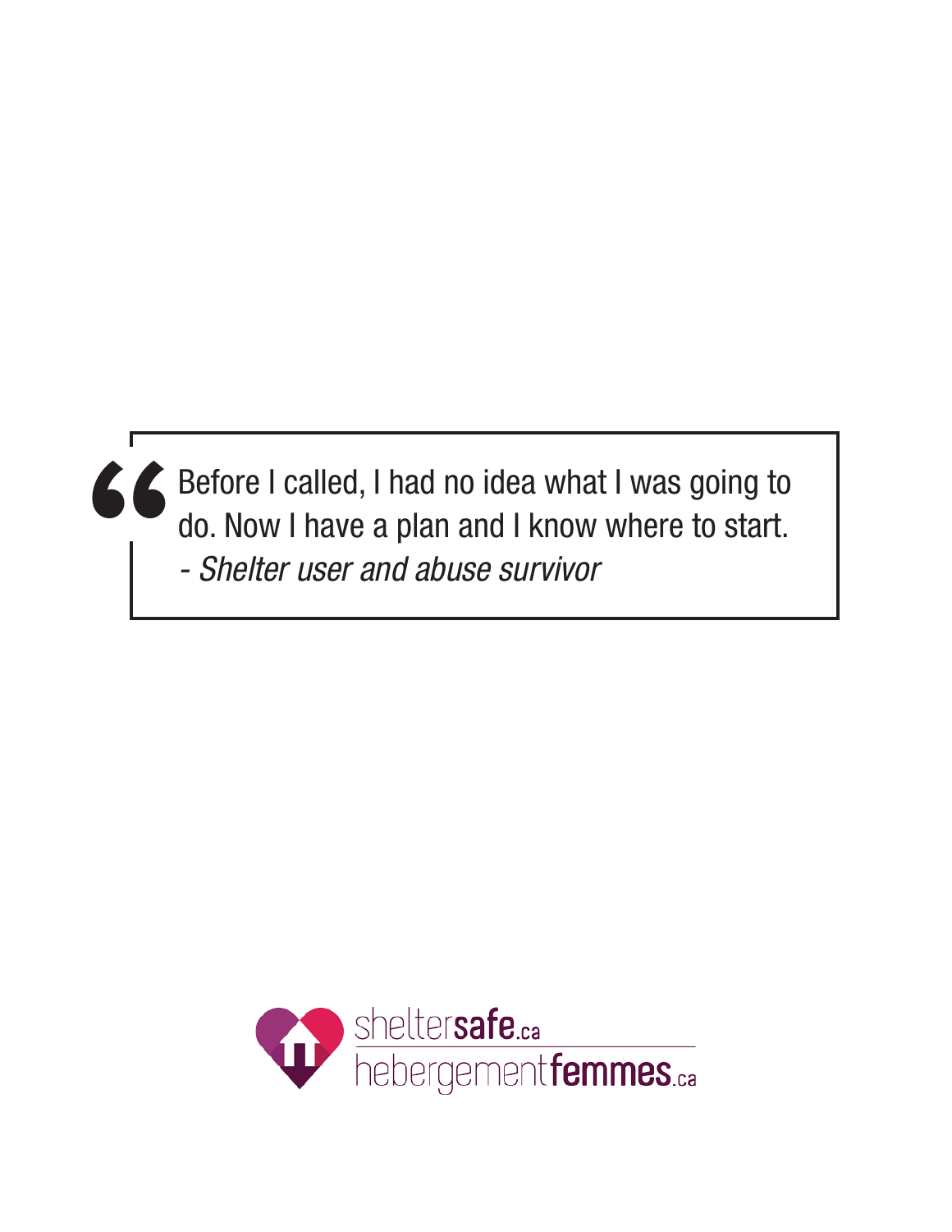> Before I called, I had no idea what I was going to do. Now I have a plan and I know where to start.
> *- Shelter user and abuse survivor*

sheltersafe.ca
hebergementfemmes.ca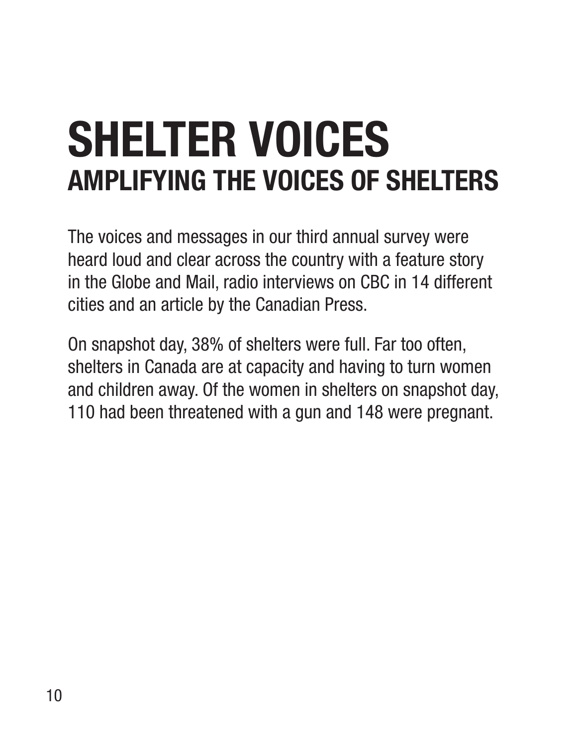# SHELTER VOICES

## AMPLIFYING THE VOICES OF SHELTERS

The voices and messages in our third annual survey were heard loud and clear across the country with a feature story in the Globe and Mail, radio interviews on CBC in 14 different cities and an article by the Canadian Press.

On snapshot day, 38% of shelters were full. Far too often, shelters in Canada are at capacity and having to turn women and children away. Of the women in shelters on snapshot day, 110 had been threatened with a gun and 148 were pregnant.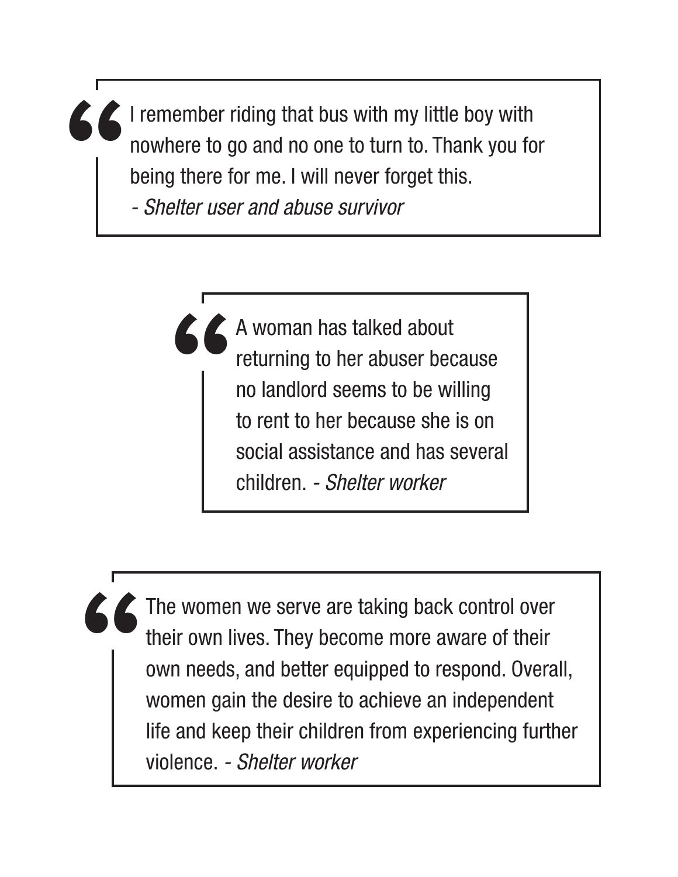> I remember riding that bus with my little boy with nowhere to go and no one to turn to. Thank you for being there for me. I will never forget this.
> *- Shelter user and abuse survivor*

> A woman has talked about returning to her abuser because no landlord seems to be willing to rent to her because she is on social assistance and has several children. *- Shelter worker*

> The women we serve are taking back control over their own lives. They become more aware of their own needs, and better equipped to respond. Overall, women gain the desire to achieve an independent life and keep their children from experiencing further violence. *- Shelter worker*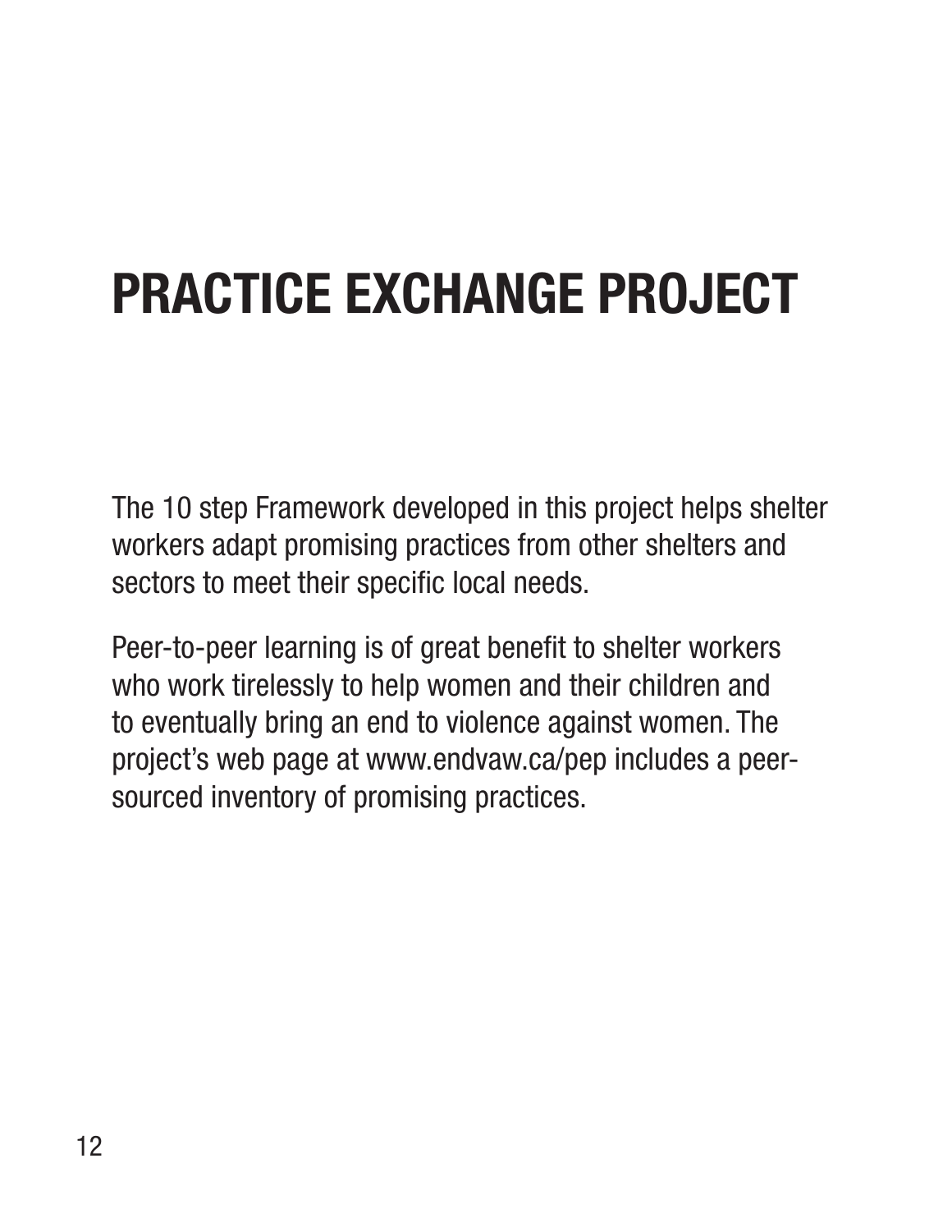# PRACTICE EXCHANGE PROJECT

The 10 step Framework developed in this project helps shelter workers adapt promising practices from other shelters and sectors to meet their specific local needs.

Peer-to-peer learning is of great benefit to shelter workers who work tirelessly to help women and their children and to eventually bring an end to violence against women. The project's web page at www.endvaw.ca/pep includes a peer-sourced inventory of promising practices.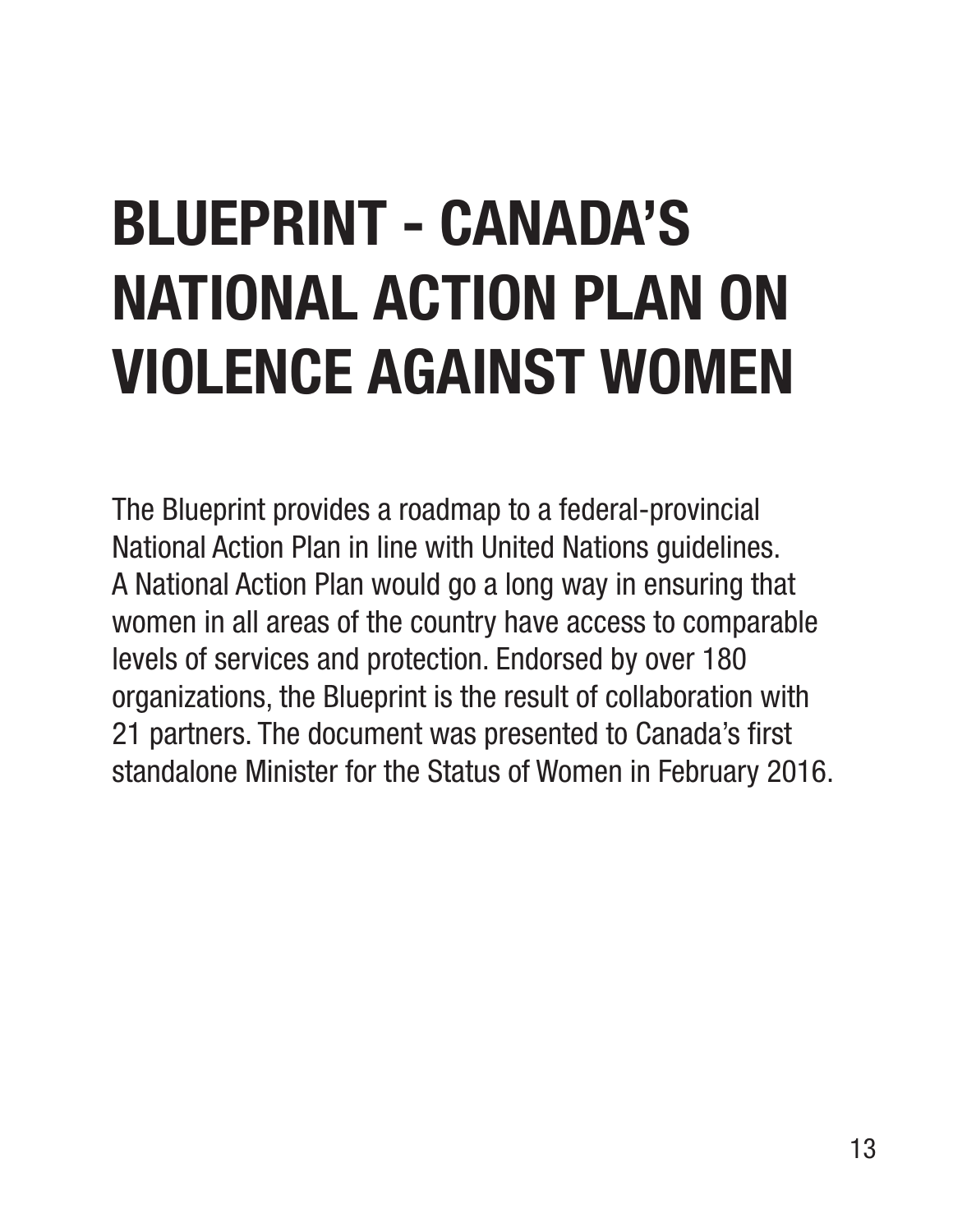# BLUEPRINT - CANADA'S NATIONAL ACTION PLAN ON VIOLENCE AGAINST WOMEN

The Blueprint provides a roadmap to a federal-provincial National Action Plan in line with United Nations guidelines. A National Action Plan would go a long way in ensuring that women in all areas of the country have access to comparable levels of services and protection. Endorsed by over 180 organizations, the Blueprint is the result of collaboration with 21 partners. The document was presented to Canada's first standalone Minister for the Status of Women in February 2016.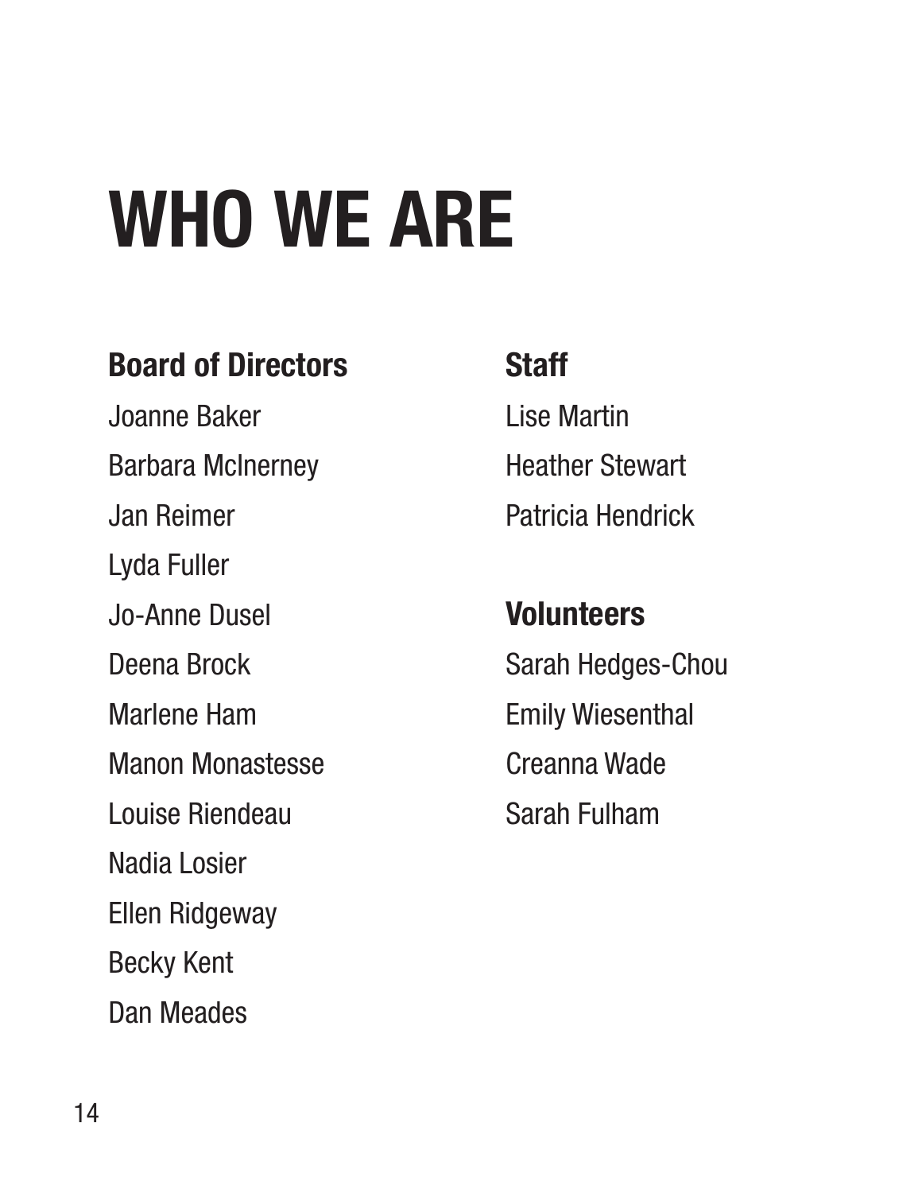# WHO WE ARE

## Board of Directors

Joanne Baker

Barbara McInerney

Jan Reimer

Lyda Fuller

Jo-Anne Dusel

Deena Brock

Marlene Ham

Manon Monastesse

Louise Riendeau

Nadia Losier

Ellen Ridgeway

Becky Kent

Dan Meades

## Staff

Lise Martin

Heather Stewart

Patricia Hendrick

## Volunteers

Sarah Hedges-Chou

Emily Wiesenthal

Creanna Wade

Sarah Fulham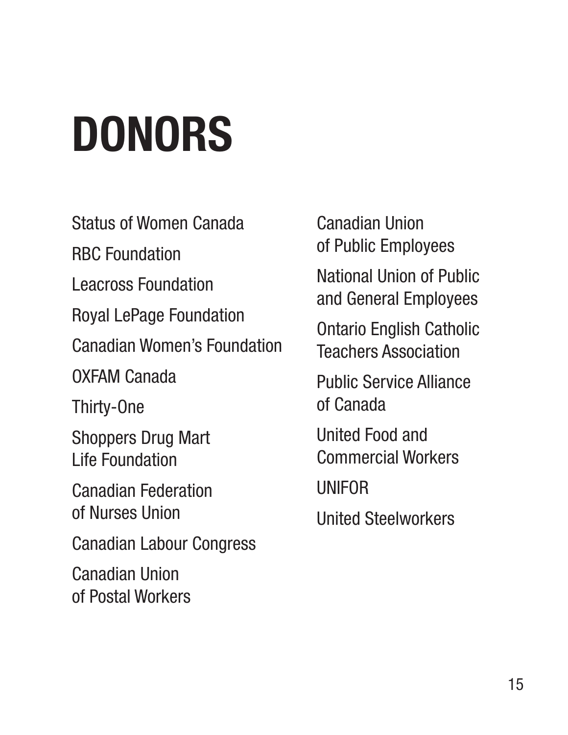# DONORS

Status of Women Canada

RBC Foundation

Leacross Foundation

Royal LePage Foundation

Canadian Women's Foundation

OXFAM Canada

Thirty-One

Shoppers Drug Mart Life Foundation

Canadian Federation of Nurses Union

Canadian Labour Congress

Canadian Union of Postal Workers

Canadian Union of Public Employees

National Union of Public and General Employees

Ontario English Catholic Teachers Association

Public Service Alliance of Canada

United Food and Commercial Workers

UNIFOR

United Steelworkers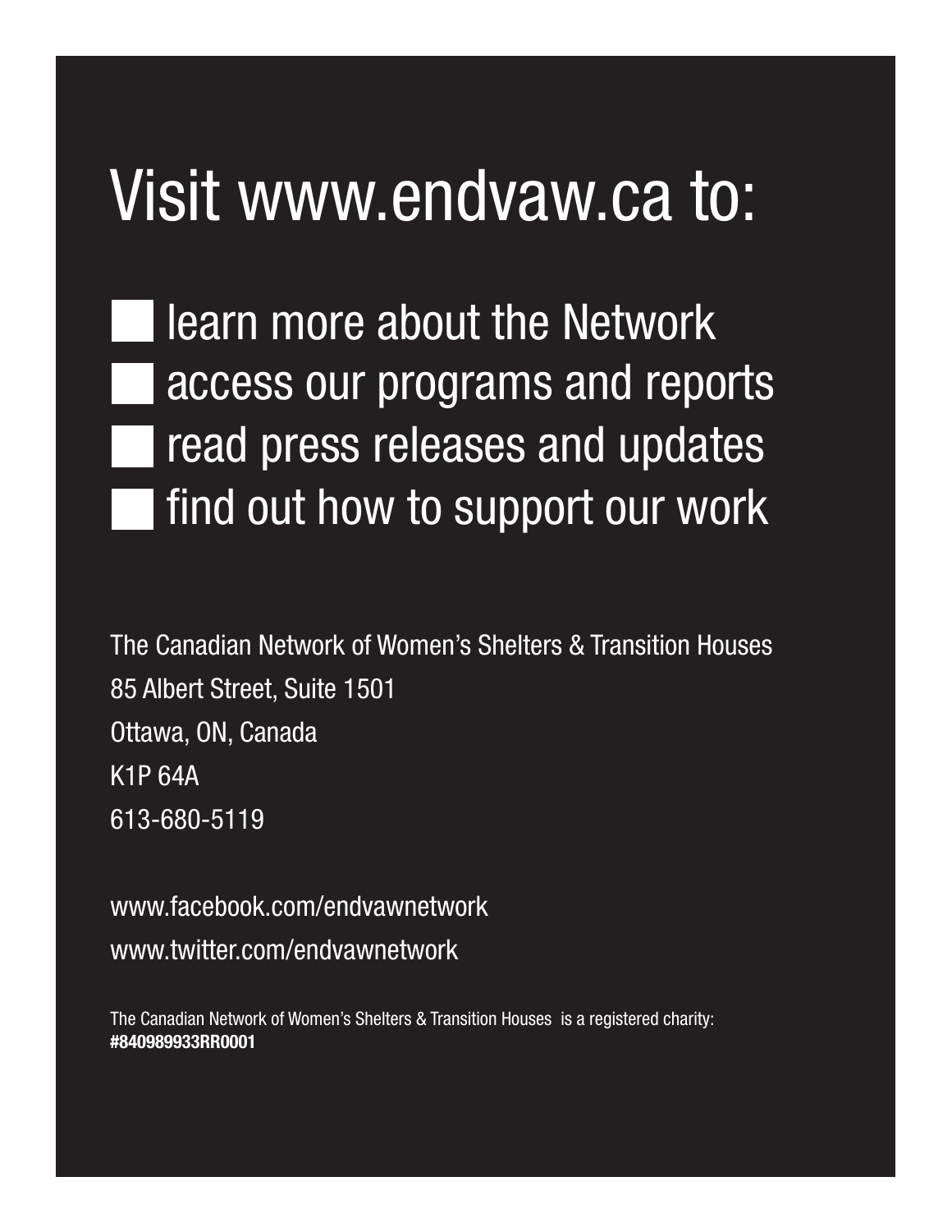# Visit www.endvaw.ca to:

- learn more about the Network
- access our programs and reports
- read press releases and updates
- find out how to support our work

The Canadian Network of Women's Shelters & Transition Houses
85 Albert Street, Suite 1501
Ottawa, ON, Canada
K1P 64A
613-680-5119

www.facebook.com/endvawnetwork
www.twitter.com/endvawnetwork

The Canadian Network of Women's Shelters & Transition Houses is a registered charity:
**#840989933RR0001**